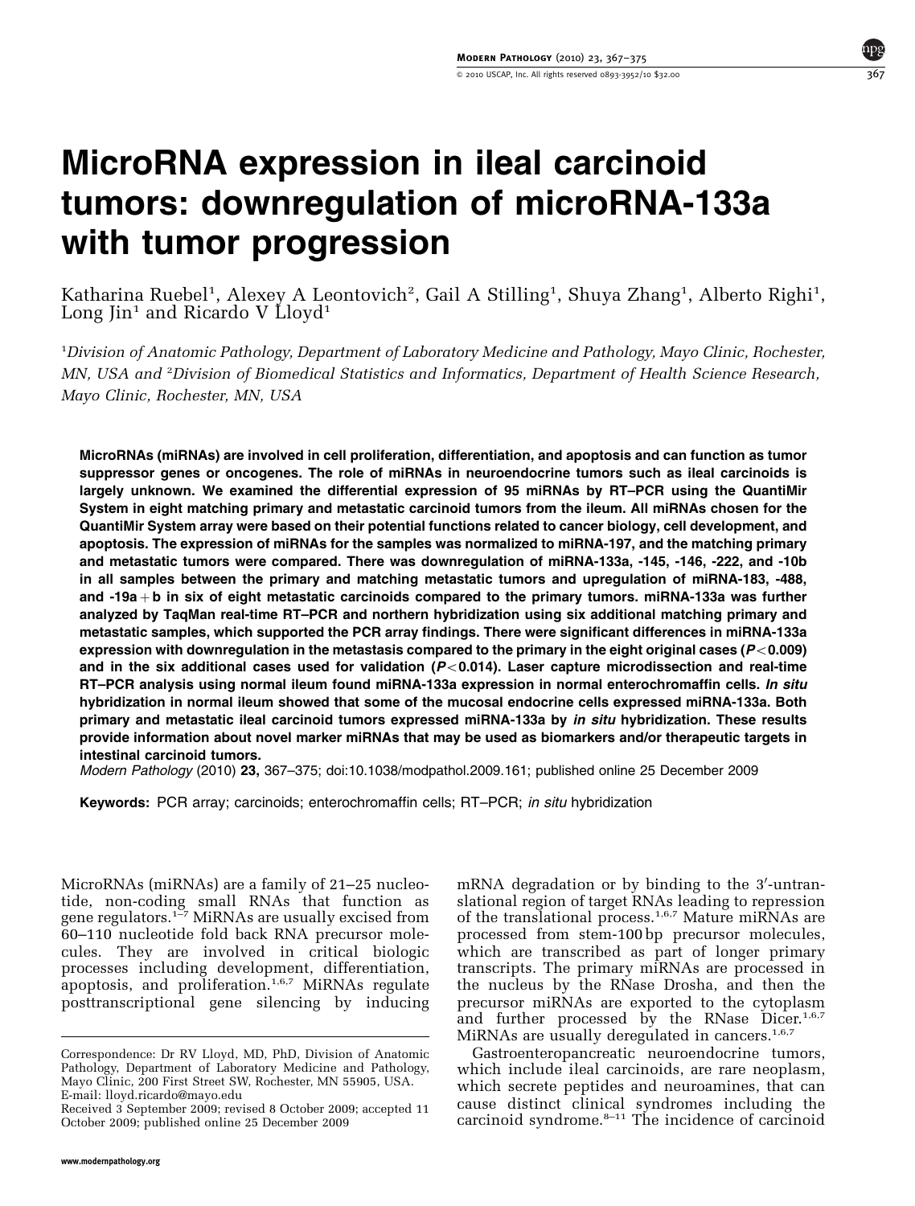# MicroRNA expression in ileal carcinoid tumors: downregulation of microRNA-133a with tumor progression

Katharina Ruebel[1], Alexey A Leontovich[2], Gail A Stilling[1], Shuya Zhang[1], Alberto Righi[1], Long Jin[1] and Ricardo V Lloyd[1]

[1]*Division of Anatomic Pathology, Department of Laboratory Medicine and Pathology, Mayo Clinic, Rochester, MN, USA and* [2]*Division of Biomedical Statistics and Informatics, Department of Health Science Research, Mayo Clinic, Rochester, MN, USA*

**MicroRNAs (miRNAs) are involved in cell proliferation, differentiation, and apoptosis and can function as tumor suppressor genes or oncogenes. The role of miRNAs in neuroendocrine tumors such as ileal carcinoids is largely unknown. We examined the differential expression of 95 miRNAs by RT–PCR using the QuantiMir System in eight matching primary and metastatic carcinoid tumors from the ileum. All miRNAs chosen for the QuantiMir System array were based on their potential functions related to cancer biology, cell development, and apoptosis. The expression of miRNAs for the samples was normalized to miRNA-197, and the matching primary and metastatic tumors were compared. There was downregulation of miRNA-133a, -145, -146, -222, and -10b in all samples between the primary and matching metastatic tumors and upregulation of miRNA-183, -488, and -19a + b in six of eight metastatic carcinoids compared to the primary tumors. miRNA-133a was further analyzed by TaqMan real-time RT–PCR and northern hybridization using six additional matching primary and metastatic samples, which supported the PCR array findings. There were significant differences in miRNA-133a expression with downregulation in the metastasis compared to the primary in the eight original cases ($P < 0.009$) and in the six additional cases used for validation ($P < 0.014$). Laser capture microdissection and real-time RT–PCR analysis using normal ileum found miRNA-133a expression in normal enterochromaffin cells. *In situ* hybridization in normal ileum showed that some of the mucosal endocrine cells expressed miRNA-133a. Both primary and metastatic ileal carcinoid tumors expressed miRNA-133a by *in situ* hybridization. These results provide information about novel marker miRNAs that may be used as biomarkers and/or therapeutic targets in intestinal carcinoid tumors.**

*Modern Pathology* (2010) **23,** 367–375; doi:10.1038/modpathol.2009.161; published online 25 December 2009

**Keywords:** PCR array; carcinoids; enterochromaffin cells; RT–PCR; *in situ* hybridization

MicroRNAs (miRNAs) are a family of 21–25 nucleotide, non-coding small RNAs that function as gene regulators.[1–7] MiRNAs are usually excised from 60–110 nucleotide fold back RNA precursor molecules. They are involved in critical biologic processes including development, differentiation, apoptosis, and proliferation.[1,6,7] MiRNAs regulate posttranscriptional gene silencing by inducing mRNA degradation or by binding to the 3′-untranslational region of target RNAs leading to repression of the translational process.[1,6,7] Mature miRNAs are processed from stem-100 bp precursor molecules, which are transcribed as part of longer primary transcripts. The primary miRNAs are processed in the nucleus by the RNase Drosha, and then the precursor miRNAs are exported to the cytoplasm and further processed by the RNase Dicer.[1,6,7] MiRNAs are usually deregulated in cancers.[1,6,7]

Gastroenteropancreatic neuroendocrine tumors, which include ileal carcinoids, are rare neoplasm, which secrete peptides and neuroamines, that can cause distinct clinical syndromes including the carcinoid syndrome.[8–11] The incidence of carcinoid

Correspondence: Dr RV Lloyd, MD, PhD, Division of Anatomic Pathology, Department of Laboratory Medicine and Pathology, Mayo Clinic, 200 First Street SW, Rochester, MN 55905, USA.
E-mail: lloyd.ricardo@mayo.edu

Received 3 September 2009; revised 8 October 2009; accepted 11 October 2009; published online 25 December 2009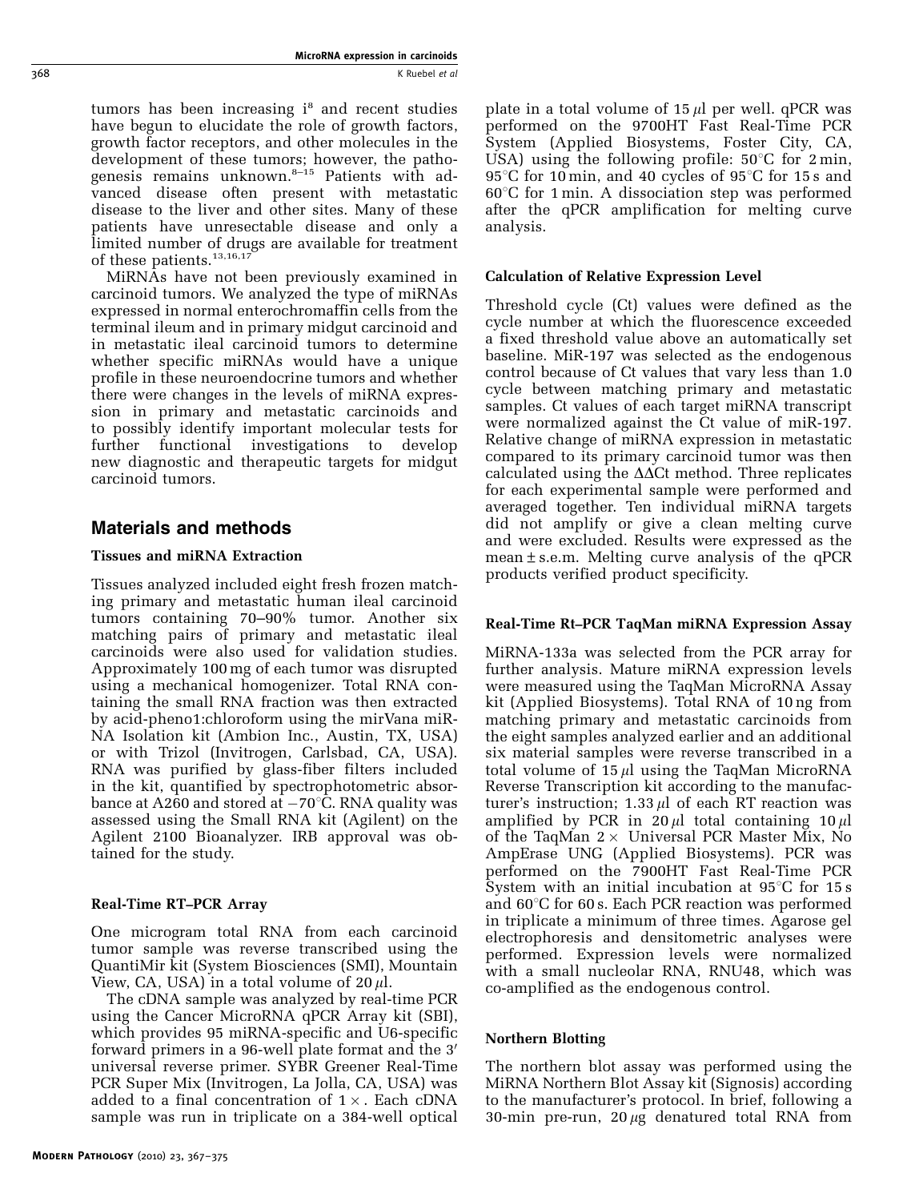tumors has been increasing i[8] and recent studies have begun to elucidate the role of growth factors, growth factor receptors, and other molecules in the development of these tumors; however, the pathogenesis remains unknown.[8–15] Patients with advanced disease often present with metastatic disease to the liver and other sites. Many of these patients have unresectable disease and only a limited number of drugs are available for treatment of these patients.[13,16,17]

MiRNAs have not been previously examined in carcinoid tumors. We analyzed the type of miRNAs expressed in normal enterochromaffin cells from the terminal ileum and in primary midgut carcinoid and in metastatic ileal carcinoid tumors to determine whether specific miRNAs would have a unique profile in these neuroendocrine tumors and whether there were changes in the levels of miRNA expression in primary and metastatic carcinoids and to possibly identify important molecular tests for further functional investigations to develop new diagnostic and therapeutic targets for midgut carcinoid tumors.

## Materials and methods

### Tissues and miRNA Extraction

Tissues analyzed included eight fresh frozen matching primary and metastatic human ileal carcinoid tumors containing 70–90% tumor. Another six matching pairs of primary and metastatic ileal carcinoids were also used for validation studies. Approximately 100 mg of each tumor was disrupted using a mechanical homogenizer. Total RNA containing the small RNA fraction was then extracted by acid-pheno1:chloroform using the mirVana miRNA Isolation kit (Ambion Inc., Austin, TX, USA) or with Trizol (Invitrogen, Carlsbad, CA, USA). RNA was purified by glass-fiber filters included in the kit, quantified by spectrophotometric absorbance at A260 and stored at −70°C. RNA quality was assessed using the Small RNA kit (Agilent) on the Agilent 2100 Bioanalyzer. IRB approval was obtained for the study.

### Real-Time RT–PCR Array

One microgram total RNA from each carcinoid tumor sample was reverse transcribed using the QuantiMir kit (System Biosciences (SMI), Mountain View, CA, USA) in a total volume of 20 $\mu$l.

The cDNA sample was analyzed by real-time PCR using the Cancer MicroRNA qPCR Array kit (SBI), which provides 95 miRNA-specific and U6-specific forward primers in a 96-well plate format and the 3′ universal reverse primer. SYBR Greener Real-Time PCR Super Mix (Invitrogen, La Jolla, CA, USA) was added to a final concentration of 1×. Each cDNA sample was run in triplicate on a 384-well optical plate in a total volume of 15 $\mu$l per well. qPCR was performed on the 9700HT Fast Real-Time PCR System (Applied Biosystems, Foster City, CA, USA) using the following profile: 50°C for 2 min, 95°C for 10 min, and 40 cycles of 95°C for 15 s and 60°C for 1 min. A dissociation step was performed after the qPCR amplification for melting curve analysis.

### Calculation of Relative Expression Level

Threshold cycle (Ct) values were defined as the cycle number at which the fluorescence exceeded a fixed threshold value above an automatically set baseline. MiR-197 was selected as the endogenous control because of Ct values that vary less than 1.0 cycle between matching primary and metastatic samples. Ct values of each target miRNA transcript were normalized against the Ct value of miR-197. Relative change of miRNA expression in metastatic compared to its primary carcinoid tumor was then calculated using the $\Delta\Delta$Ct method. Three replicates for each experimental sample were performed and averaged together. Ten individual miRNA targets did not amplify or give a clean melting curve and were excluded. Results were expressed as the mean ± s.e.m. Melting curve analysis of the qPCR products verified product specificity.

### Real-Time Rt–PCR TaqMan miRNA Expression Assay

MiRNA-133a was selected from the PCR array for further analysis. Mature miRNA expression levels were measured using the TaqMan MicroRNA Assay kit (Applied Biosystems). Total RNA of 10 ng from matching primary and metastatic carcinoids from the eight samples analyzed earlier and an additional six material samples were reverse transcribed in a total volume of 15 $\mu$l using the TaqMan MicroRNA Reverse Transcription kit according to the manufacturer's instruction; 1.33 $\mu$l of each RT reaction was amplified by PCR in 20 $\mu$l total containing 10 $\mu$l of the TaqMan 2× Universal PCR Master Mix, No AmpErase UNG (Applied Biosystems). PCR was performed on the 7900HT Fast Real-Time PCR System with an initial incubation at 95°C for 15 s and 60°C for 60 s. Each PCR reaction was performed in triplicate a minimum of three times. Agarose gel electrophoresis and densitometric analyses were performed. Expression levels were normalized with a small nucleolar RNA, RNU48, which was co-amplified as the endogenous control.

### Northern Blotting

The northern blot assay was performed using the MiRNA Northern Blot Assay kit (Signosis) according to the manufacturer's protocol. In brief, following a 30-min pre-run, 20 $\mu$g denatured total RNA from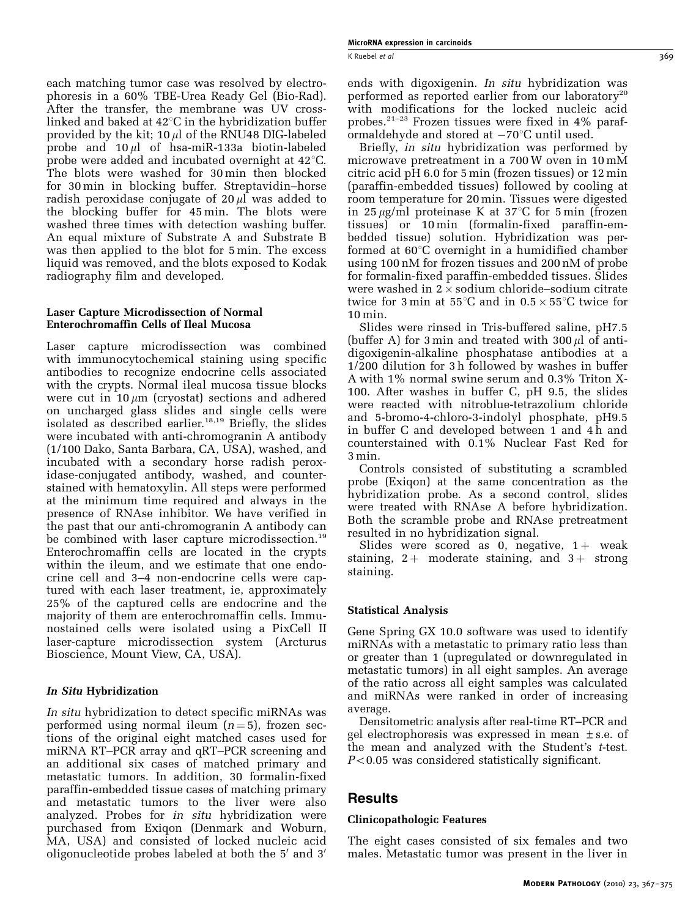each matching tumor case was resolved by electrophoresis in a 60% TBE-Urea Ready Gel (Bio-Rad). After the transfer, the membrane was UV cross-linked and baked at 42°C in the hybridization buffer provided by the kit; 10 $\mu$l of the RNU48 DIG-labeled probe and 10 $\mu$l of hsa-miR-133a biotin-labeled probe were added and incubated overnight at 42°C. The blots were washed for 30 min then blocked for 30 min in blocking buffer. Streptavidin–horse radish peroxidase conjugate of 20 $\mu$l was added to the blocking buffer for 45 min. The blots were washed three times with detection washing buffer. An equal mixture of Substrate A and Substrate B was then applied to the blot for 5 min. The excess liquid was removed, and the blots exposed to Kodak radiography film and developed.

### Laser Capture Microdissection of Normal Enterochromaffin Cells of Ileal Mucosa

Laser capture microdissection was combined with immunocytochemical staining using specific antibodies to recognize endocrine cells associated with the crypts. Normal ileal mucosa tissue blocks were cut in 10 $\mu$m (cryostat) sections and adhered on uncharged glass slides and single cells were isolated as described earlier.[18,19] Briefly, the slides were incubated with anti-chromogranin A antibody (1/100 Dako, Santa Barbara, CA, USA), washed, and incubated with a secondary horse radish peroxidase-conjugated antibody, washed, and counterstained with hematoxylin. All steps were performed at the minimum time required and always in the presence of RNAse inhibitor. We have verified in the past that our anti-chromogranin A antibody can be combined with laser capture microdissection.[19] Enterochromaffin cells are located in the crypts within the ileum, and we estimate that one endocrine cell and 3–4 non-endocrine cells were captured with each laser treatment, ie, approximately 25% of the captured cells are endocrine and the majority of them are enterochromaffin cells. Immunostained cells were isolated using a PixCell II laser-capture microdissection system (Arcturus Bioscience, Mount View, CA, USA).

### *In Situ* Hybridization

*In situ* hybridization to detect specific miRNAs was performed using normal ileum ($n = 5$), frozen sections of the original eight matched cases used for miRNA RT–PCR array and qRT–PCR screening and an additional six cases of matched primary and metastatic tumors. In addition, 30 formalin-fixed paraffin-embedded tissue cases of matching primary and metastatic tumors to the liver were also analyzed. Probes for *in situ* hybridization were purchased from Exiqon (Denmark and Woburn, MA, USA) and consisted of locked nucleic acid oligonucleotide probes labeled at both the 5′ and 3′ ends with digoxigenin. *In situ* hybridization was performed as reported earlier from our laboratory[20] with modifications for the locked nucleic acid probes.[21–23] Frozen tissues were fixed in 4% paraformaldehyde and stored at −70°C until used.

Briefly, *in situ* hybridization was performed by microwave pretreatment in a 700 W oven in 10 mM citric acid pH 6.0 for 5 min (frozen tissues) or 12 min (paraffin-embedded tissues) followed by cooling at room temperature for 20 min. Tissues were digested in 25 $\mu$g/ml proteinase K at 37°C for 5 min (frozen tissues) or 10 min (formalin-fixed paraffin-embedded tissue) solution. Hybridization was performed at 60°C overnight in a humidified chamber using 100 nM for frozen tissues and 200 nM of probe for formalin-fixed paraffin-embedded tissues. Slides were washed in 2 × sodium chloride–sodium citrate twice for 3 min at 55°C and in 0.5 × 55°C twice for 10 min.

Slides were rinsed in Tris-buffered saline, pH7.5 (buffer A) for 3 min and treated with 300 $\mu$l of anti-digoxigenin-alkaline phosphatase antibodies at a 1/200 dilution for 3 h followed by washes in buffer A with 1% normal swine serum and 0.3% Triton X-100. After washes in buffer C, pH 9.5, the slides were reacted with nitroblue-tetrazolium chloride and 5-bromo-4-chloro-3-indolyl phosphate, pH9.5 in buffer C and developed between 1 and 4 h and counterstained with 0.1% Nuclear Fast Red for 3 min.

Controls consisted of substituting a scrambled probe (Exiqon) at the same concentration as the hybridization probe. As a second control, slides were treated with RNAse A before hybridization. Both the scramble probe and RNAse pretreatment resulted in no hybridization signal.

Slides were scored as 0, negative, 1+ weak staining, 2+ moderate staining, and 3+ strong staining.

### Statistical Analysis

Gene Spring GX 10.0 software was used to identify miRNAs with a metastatic to primary ratio less than or greater than 1 (upregulated or downregulated in metastatic tumors) in all eight samples. An average of the ratio across all eight samples was calculated and miRNAs were ranked in order of increasing average.

Densitometric analysis after real-time RT–PCR and gel electrophoresis was expressed in mean ± s.e. of the mean and analyzed with the Student's *t*-test. $P < 0.05$ was considered statistically significant.

## Results

### Clinicopathologic Features

The eight cases consisted of six females and two males. Metastatic tumor was present in the liver in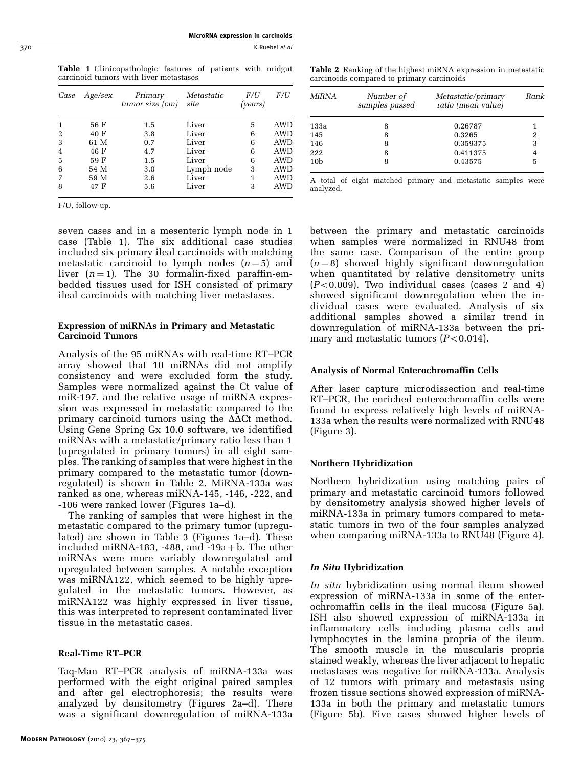**Table 1** Clinicopathologic features of patients with midgut carcinoid tumors with liver metastases

| Case | Age/sex | Primary tumor size (cm) | Metastatic site | F/U (years) | F/U |
|---|---|---|---|---|---|
| 1 | 56 F | 1.5 | Liver | 5 | AWD |
| 2 | 40 F | 3.8 | Liver | 6 | AWD |
| 3 | 61 M | 0.7 | Liver | 6 | AWD |
| 4 | 46 F | 4.7 | Liver | 6 | AWD |
| 5 | 59 F | 1.5 | Liver | 6 | AWD |
| 6 | 54 M | 3.0 | Lymph node | 3 | AWD |
| 7 | 59 M | 2.6 | Liver | 1 | AWD |
| 8 | 47 F | 5.6 | Liver | 3 | AWD |

F/U, follow-up.

**Table 2** Ranking of the highest miRNA expression in metastatic carcinoids compared to primary carcinoids

| MiRNA | Number of samples passed | Metastatic/primary ratio (mean value) | Rank |
|---|---|---|---|
| 133a | 8 | 0.26787 | 1 |
| 145 | 8 | 0.3265 | 2 |
| 146 | 8 | 0.359375 | 3 |
| 222 | 8 | 0.411375 | 4 |
| 10b | 8 | 0.43575 | 5 |

A total of eight matched primary and metastatic samples were analyzed.

seven cases and in a mesenteric lymph node in 1 case (Table 1). The six additional case studies included six primary ileal carcinoids with matching metastatic carcinoid to lymph nodes ($n = 5$) and liver ($n = 1$). The 30 formalin-fixed paraffin-embedded tissues used for ISH consisted of primary ileal carcinoids with matching liver metastases.

### Expression of miRNAs in Primary and Metastatic Carcinoid Tumors

Analysis of the 95 miRNAs with real-time RT–PCR array showed that 10 miRNAs did not amplify consistency and were excluded form the study. Samples were normalized against the Ct value of miR-197, and the relative usage of miRNA expression was expressed in metastatic compared to the primary carcinoid tumors using the $\Delta\Delta$Ct method. Using Gene Spring Gx 10.0 software, we identified miRNAs with a metastatic/primary ratio less than 1 (upregulated in primary tumors) in all eight samples. The ranking of samples that were highest in the primary compared to the metastatic tumor (downregulated) is shown in Table 2. MiRNA-133a was ranked as one, whereas miRNA-145, -146, -222, and -106 were ranked lower (Figures 1a–d).

The ranking of samples that were highest in the metastatic compared to the primary tumor (upregulated) are shown in Table 3 (Figures 1a–d). These included miRNA-183, -488, and -19a + b. The other miRNAs were more variably downregulated and upregulated between samples. A notable exception was miRNA122, which seemed to be highly upregulated in the metastatic tumors. However, as miRNA122 was highly expressed in liver tissue, this was interpreted to represent contaminated liver tissue in the metastatic cases.

### Real-Time RT–PCR

Taq-Man RT–PCR analysis of miRNA-133a was performed with the eight original paired samples and after gel electrophoresis; the results were analyzed by densitometry (Figures 2a–d). There was a significant downregulation of miRNA-133a between the primary and metastatic carcinoids when samples were normalized in RNU48 from the same case. Comparison of the entire group ($n = 8$) showed highly significant downregulation when quantitated by relative densitometry units ($P < 0.009$). Two individual cases (cases 2 and 4) showed significant downregulation when the individual cases were evaluated. Analysis of six additional samples showed a similar trend in downregulation of miRNA-133a between the primary and metastatic tumors ($P < 0.014$).

### Analysis of Normal Enterochromaffin Cells

After laser capture microdissection and real-time RT–PCR, the enriched enterochromaffin cells were found to express relatively high levels of miRNA-133a when the results were normalized with RNU48 (Figure 3).

### Northern Hybridization

Northern hybridization using matching pairs of primary and metastatic carcinoid tumors followed by densitometry analysis showed higher levels of miRNA-133a in primary tumors compared to metastatic tumors in two of the four samples analyzed when comparing miRNA-133a to RNU48 (Figure 4).

### *In Situ* Hybridization

*In situ* hybridization using normal ileum showed expression of miRNA-133a in some of the enterochromaffin cells in the ileal mucosa (Figure 5a). ISH also showed expression of miRNA-133a in inflammatory cells including plasma cells and lymphocytes in the lamina propria of the ileum. The smooth muscle in the muscularis propria stained weakly, whereas the liver adjacent to hepatic metastases was negative for miRNA-133a. Analysis of 12 tumors with primary and metastasis using frozen tissue sections showed expression of miRNA-133a in both the primary and metastatic tumors (Figure 5b). Five cases showed higher levels of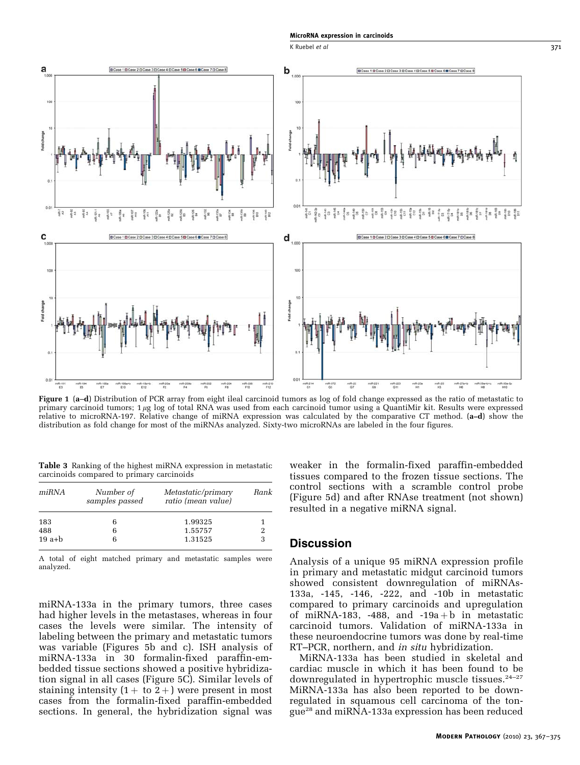**Figure 1** (**a–d**) Distribution of PCR array from eight ileal carcinoid tumors as log of fold change expressed as the ratio of metastatic to primary carcinoid tumors; 1 $\mu$g log of total RNA was used from each carcinoid tumor using a QuantiMir kit. Results were expressed relative to microRNA-197. Relative change of miRNA expression was calculated by the comparative CT method. (**a–d**) show the distribution as fold change for most of the miRNAs analyzed. Sixty-two microRNAs are labeled in the four figures.

**Table 3** Ranking of the highest miRNA expression in metastatic carcinoids compared to primary carcinoids

| *miRNA* | *Number of samples passed* | *Metastatic/primary ratio (mean value)* | *Rank* |
|---|---|---|---|
| 183 | 6 | 1.99325 | 1 |
| 488 | 6 | 1.55757 | 2 |
| 19 a+b | 6 | 1.31525 | 3 |

A total of eight matched primary and metastatic samples were analyzed.

miRNA-133a in the primary tumors, three cases had higher levels in the metastases, whereas in four cases the levels were similar. The intensity of labeling between the primary and metastatic tumors was variable (Figures 5b and c). ISH analysis of miRNA-133a in 30 formalin-fixed paraffin-embedded tissue sections showed a positive hybridization signal in all cases (Figure 5C). Similar levels of staining intensity (1+ to 2+) were present in most cases from the formalin-fixed paraffin-embedded sections. In general, the hybridization signal was weaker in the formalin-fixed paraffin-embedded tissues compared to the frozen tissue sections. The control sections with a scramble control probe (Figure 5d) and after RNAse treatment (not shown) resulted in a negative miRNA signal.

## Discussion

Analysis of a unique 95 miRNA expression profile in primary and metastatic midgut carcinoid tumors showed consistent downregulation of miRNAs-133a, -145, -146, -222, and -10b in metastatic compared to primary carcinoids and upregulation of miRNA-183, -488, and -19a+b in metastatic carcinoid tumors. Validation of miRNA-133a in these neuroendocrine tumors was done by real-time RT–PCR, northern, and *in situ* hybridization.

MiRNA-133a has been studied in skeletal and cardiac muscle in which it has been found to be downregulated in hypertrophic muscle tissues.[24–27] MiRNA-133a has also been reported to be downregulated in squamous cell carcinoma of the tongue[28] and miRNA-133a expression has been reduced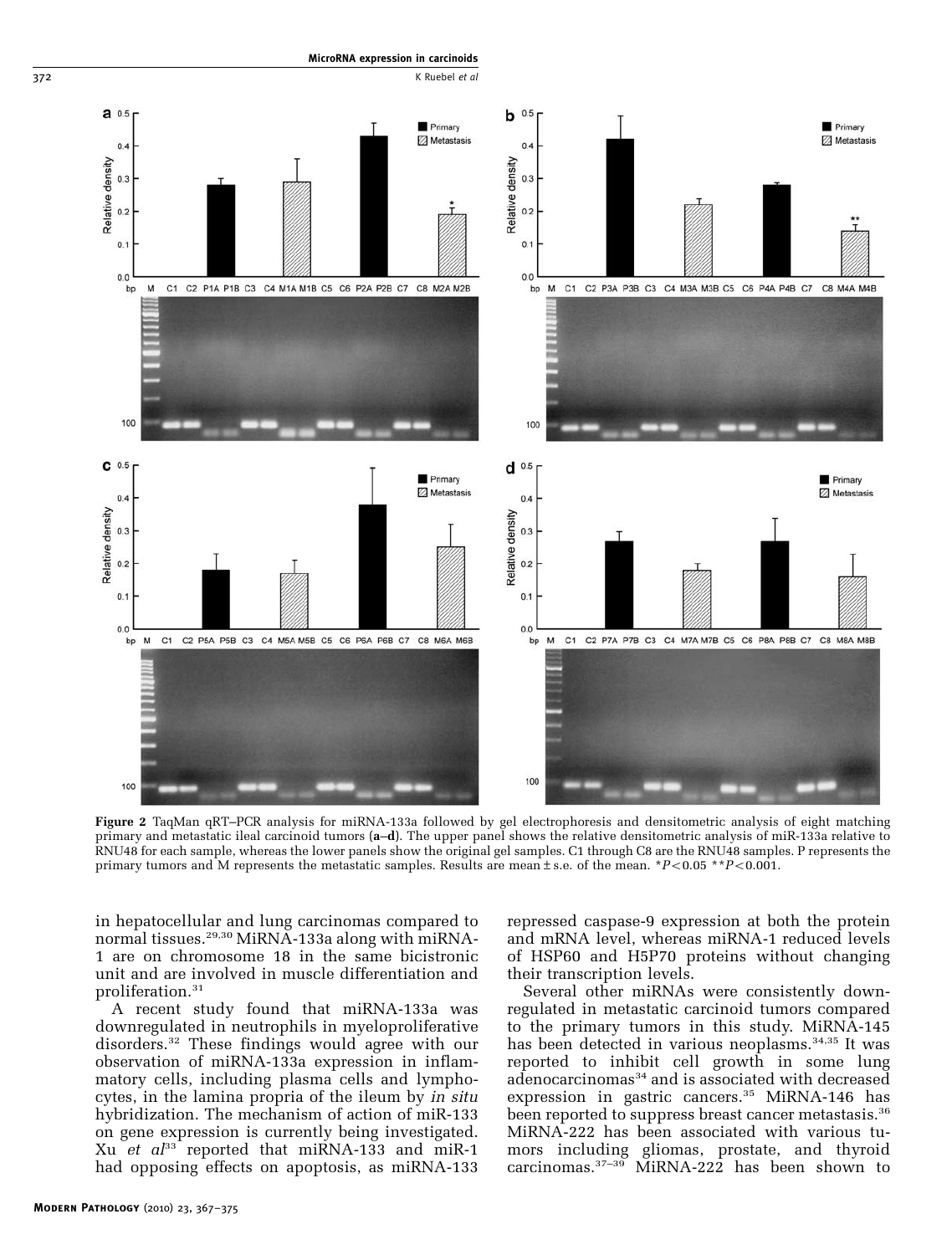**Figure 2** TaqMan qRT–PCR analysis for miRNA-133a followed by gel electrophoresis and densitometric analysis of eight matching primary and metastatic ileal carcinoid tumors (**a–d**). The upper panel shows the relative densitometric analysis of miR-133a relative to RNU48 for each sample, whereas the lower panels show the original gel samples. C1 through C8 are the RNU48 samples. P represents the primary tumors and M represents the metastatic samples. Results are mean ± s.e. of the mean. $*P<0.05$ $**P<0.001$.

in hepatocellular and lung carcinomas compared to normal tissues.[29,30] MiRNA-133a along with miRNA-1 are on chromosome 18 in the same bicistronic unit and are involved in muscle differentiation and proliferation.[31]

A recent study found that miRNA-133a was downregulated in neutrophils in myeloproliferative disorders.[32] These findings would agree with our observation of miRNA-133a expression in inflammatory cells, including plasma cells and lymphocytes, in the lamina propria of the ileum by *in situ* hybridization. The mechanism of action of miR-133 on gene expression is currently being investigated. Xu *et al*[33] reported that miRNA-133 and miR-1 had opposing effects on apoptosis, as miRNA-133 repressed caspase-9 expression at both the protein and mRNA level, whereas miRNA-1 reduced levels of HSP60 and H5P70 proteins without changing their transcription levels.

Several other miRNAs were consistently downregulated in metastatic carcinoid tumors compared to the primary tumors in this study. MiRNA-145 has been detected in various neoplasms.[34,35] It was reported to inhibit cell growth in some lung adenocarcinomas[34] and is associated with decreased expression in gastric cancers.[35] MiRNA-146 has been reported to suppress breast cancer metastasis.[36] MiRNA-222 has been associated with various tumors including gliomas, prostate, and thyroid carcinomas.[37–39] MiRNA-222 has been shown to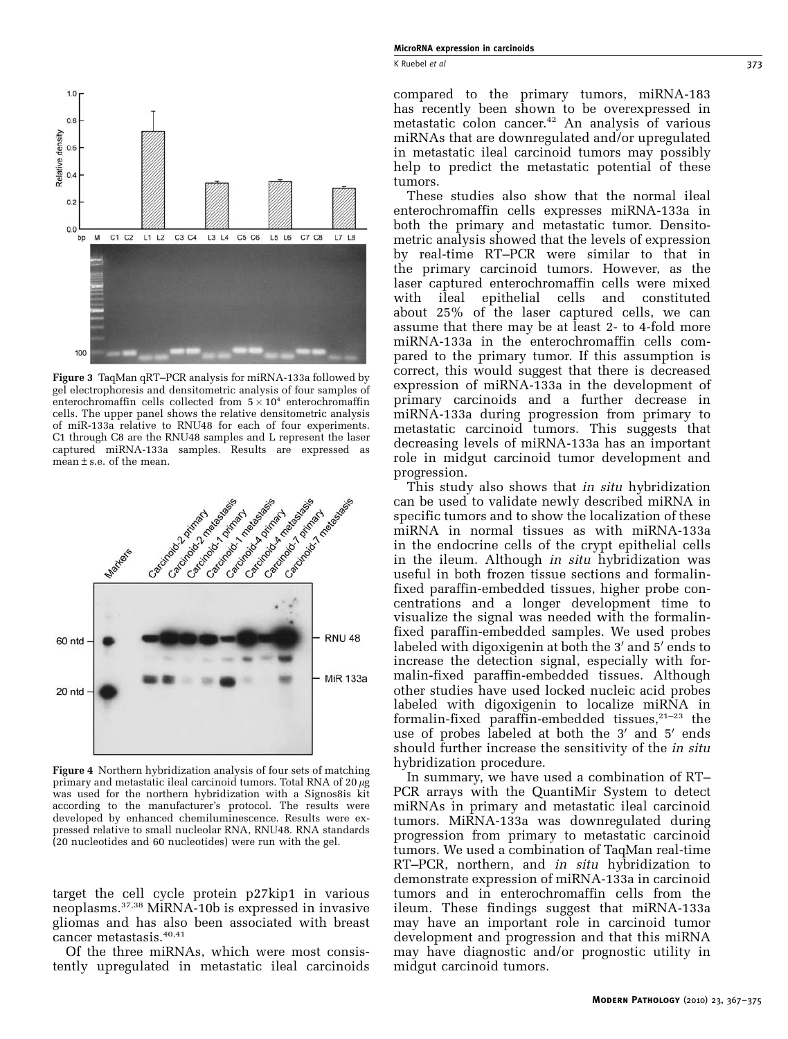**Figure 3** TaqMan qRT–PCR analysis for miRNA-133a followed by gel electrophoresis and densitometric analysis of four samples of enterochromaffin cells collected from $5 \times 10^4$ enterochromaffin cells. The upper panel shows the relative densitometric analysis of miR-133a relative to RNU48 for each of four experiments. C1 through C8 are the RNU48 samples and L represent the laser captured miRNA-133a samples. Results are expressed as mean ± s.e. of the mean.

**Figure 4** Northern hybridization analysis of four sets of matching primary and metastatic ileal carcinoid tumors. Total RNA of 20 μg was used for the northern hybridization with a Signos8is kit according to the manufacturer's protocol. The results were developed by enhanced chemiluminescence. Results were expressed relative to small nucleolar RNA, RNU48. RNA standards (20 nucleotides and 60 nucleotides) were run with the gel.

target the cell cycle protein p27kip1 in various neoplasms.[37,38] MiRNA-10b is expressed in invasive gliomas and has also been associated with breast cancer metastasis.[40,41]

Of the three miRNAs, which were most consistently upregulated in metastatic ileal carcinoids compared to the primary tumors, miRNA-183 has recently been shown to be overexpressed in metastatic colon cancer.[42] An analysis of various miRNAs that are downregulated and/or upregulated in metastatic ileal carcinoid tumors may possibly help to predict the metastatic potential of these tumors.

These studies also show that the normal ileal enterochromaffin cells expresses miRNA-133a in both the primary and metastatic tumor. Densitometric analysis showed that the levels of expression by real-time RT–PCR were similar to that in the primary carcinoid tumors. However, as the laser captured enterochromaffin cells were mixed with ileal epithelial cells and constituted about 25% of the laser captured cells, we can assume that there may be at least 2- to 4-fold more miRNA-133a in the enterochromaffin cells compared to the primary tumor. If this assumption is correct, this would suggest that there is decreased expression of miRNA-133a in the development of primary carcinoids and a further decrease in miRNA-133a during progression from primary to metastatic carcinoid tumors. This suggests that decreasing levels of miRNA-133a has an important role in midgut carcinoid tumor development and progression.

This study also shows that *in situ* hybridization can be used to validate newly described miRNA in specific tumors and to show the localization of these miRNA in normal tissues as with miRNA-133a in the endocrine cells of the crypt epithelial cells in the ileum. Although *in situ* hybridization was useful in both frozen tissue sections and formalin-fixed paraffin-embedded tissues, higher probe concentrations and a longer development time to visualize the signal was needed with the formalin-fixed paraffin-embedded samples. We used probes labeled with digoxigenin at both the 3′ and 5′ ends to increase the detection signal, especially with formalin-fixed paraffin-embedded tissues. Although other studies have used locked nucleic acid probes labeled with digoxigenin to localize miRNA in formalin-fixed paraffin-embedded tissues,[21–23] the use of probes labeled at both the 3′ and 5′ ends should further increase the sensitivity of the *in situ* hybridization procedure.

In summary, we have used a combination of RT–PCR arrays with the QuantiMir System to detect miRNAs in primary and metastatic ileal carcinoid tumors. MiRNA-133a was downregulated during progression from primary to metastatic carcinoid tumors. We used a combination of TaqMan real-time RT–PCR, northern, and *in situ* hybridization to demonstrate expression of miRNA-133a in carcinoid tumors and in enterochromaffin cells from the ileum. These findings suggest that miRNA-133a may have an important role in carcinoid tumor development and progression and that this miRNA may have diagnostic and/or prognostic utility in midgut carcinoid tumors.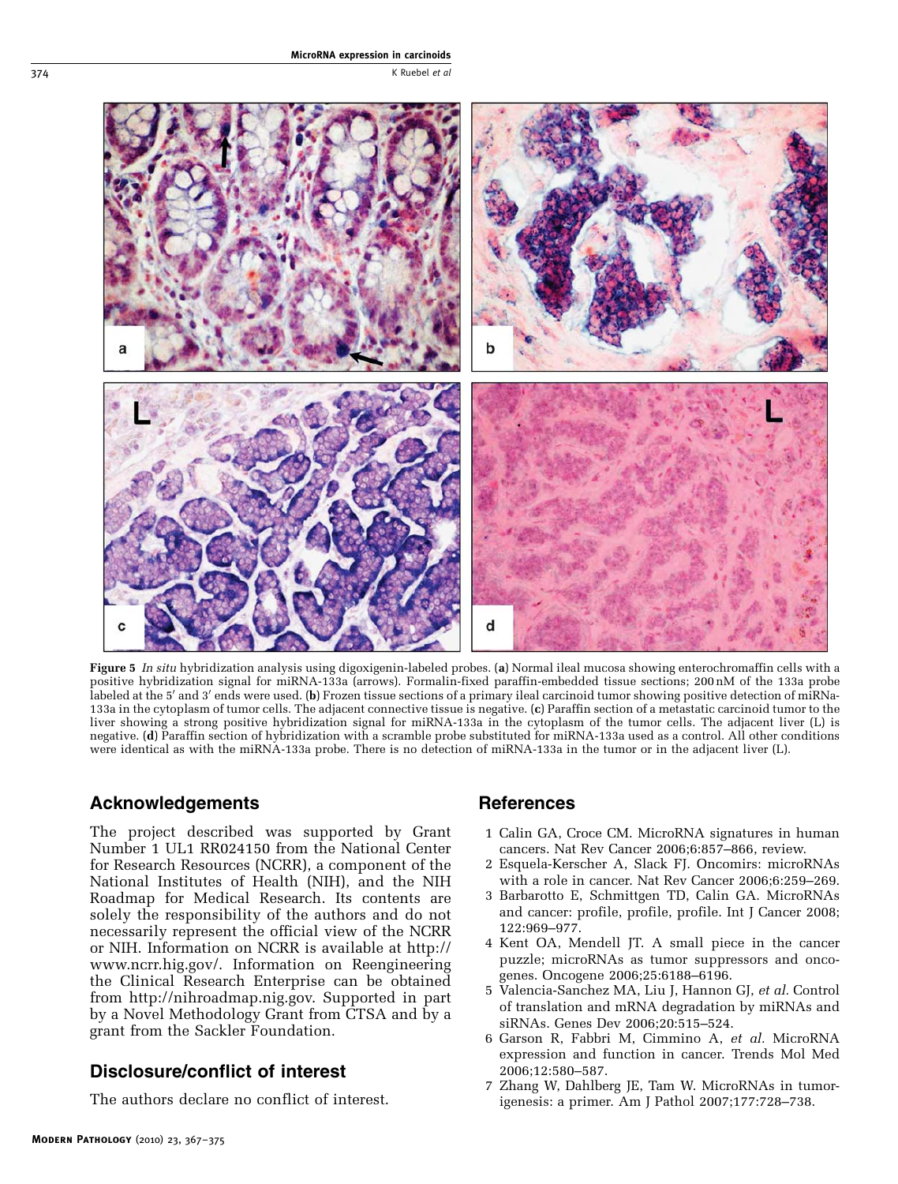**Figure 5** *In situ* hybridization analysis using digoxigenin-labeled probes. (**a**) Normal ileal mucosa showing enterochromaffin cells with a positive hybridization signal for miRNA-133a (arrows). Formalin-fixed paraffin-embedded tissue sections; 200 nM of the 133a probe labeled at the 5′ and 3′ ends were used. (**b**) Frozen tissue sections of a primary ileal carcinoid tumor showing positive detection of miRNa-133a in the cytoplasm of tumor cells. The adjacent connective tissue is negative. (**c**) Paraffin section of a metastatic carcinoid tumor to the liver showing a strong positive hybridization signal for miRNA-133a in the cytoplasm of the tumor cells. The adjacent liver (L) is negative. (**d**) Paraffin section of hybridization with a scramble probe substituted for miRNA-133a used as a control. All other conditions were identical as with the miRNA-133a probe. There is no detection of miRNA-133a in the tumor or in the adjacent liver (L).

## Acknowledgements

The project described was supported by Grant Number 1 UL1 RR024150 from the National Center for Research Resources (NCRR), a component of the National Institutes of Health (NIH), and the NIH Roadmap for Medical Research. Its contents are solely the responsibility of the authors and do not necessarily represent the official view of the NCRR or NIH. Information on NCRR is available at http://www.ncrr.hig.gov/. Information on Reengineering the Clinical Research Enterprise can be obtained from http://nihroadmap.nig.gov. Supported in part by a Novel Methodology Grant from CTSA and by a grant from the Sackler Foundation.

## Disclosure/conflict of interest

The authors declare no conflict of interest.

## References

1. Calin GA, Croce CM. MicroRNA signatures in human cancers. Nat Rev Cancer 2006;6:857–866, review.
2. Esquela-Kerscher A, Slack FJ. Oncomirs: microRNAs with a role in cancer. Nat Rev Cancer 2006;6:259–269.
3. Barbarotto E, Schmittgen TD, Calin GA. MicroRNAs and cancer: profile, profile, profile. Int J Cancer 2008; 122:969–977.
4. Kent OA, Mendell JT. A small piece in the cancer puzzle; microRNAs as tumor suppressors and oncogenes. Oncogene 2006;25:6188–6196.
5. Valencia-Sanchez MA, Liu J, Hannon GJ, *et al.* Control of translation and mRNA degradation by miRNAs and siRNAs. Genes Dev 2006;20:515–524.
6. Garson R, Fabbri M, Cimmino A, *et al.* MicroRNA expression and function in cancer. Trends Mol Med 2006;12:580–587.
7. Zhang W, Dahlberg JE, Tam W. MicroRNAs in tumorigenesis: a primer. Am J Pathol 2007;177:728–738.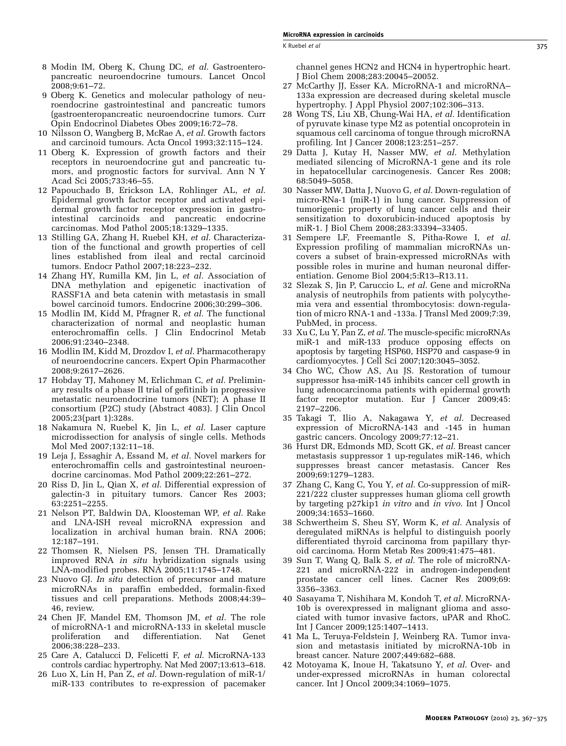8 Modin IM, Oberg K, Chung DC, *et al.* Gastroenteropancreatic neuroendocrine tumours. Lancet Oncol 2008;9:61–72.

9 Oberg K. Genetics and molecular pathology of neuroendocrine gastrointestinal and pancreatic tumors (gastroenteropancreatic neuroendocrine tumors. Curr Opin Endocrinol Diabetes Obes 2009;16:72–78.

10 Nilsson O, Wangberg B, McRae A, *et al.* Growth factors and carcinoid tumours. Acta Oncol 1993;32:115–124.

11 Oberg K. Expression of growth factors and their receptors in neuroendocrine gut and pancreatic tumors, and prognostic factors for survival. Ann N Y Acad Sci 2005;733:46–55.

12 Papouchado B, Erickson LA, Rohlinger AL, *et al.* Epidermal growth factor receptor and activated epidermal growth factor receptor expression in gastrointestinal carcinoids and pancreatic endocrine carcinomas. Mod Pathol 2005;18:1329–1335.

13 Stilling GA, Zhang H, Ruebel KH, *et al.* Characterization of the functional and growth properties of cell lines established from ileal and rectal carcinoid tumors. Endocr Pathol 2007;18:223–232.

14 Zhang HY, Rumilla KM, Jin L, *et al.* Association of DNA methylation and epigenetic inactivation of RASSF1A and beta catenin with metastasis in small bowel carcinoid tumors. Endocrine 2006;30:299–306.

15 Modlin IM, Kidd M, Pfragner R, *et al.* The functional characterization of normal and neoplastic human enterochromaffin cells. J Clin Endocrinol Metab 2006;91:2340–2348.

16 Modlin IM, Kidd M, Drozdov I, *et al.* Pharmacotherapy of neuroendocrine cancers. Expert Opin Pharmacother 2008;9:2617–2626.

17 Hobday TJ, Mahoney M, Erlichman C, *et al.* Preliminary results of a phase II trial of gefitinib in progressive metastatic neuroendocrine tumors (NET); A phase II consortium (P2C) study (Abstract 4083). J Clin Oncol 2005;23(part 1):328s.

18 Nakamura N, Ruebel K, Jin L, *et al.* Laser capture microdissection for analysis of single cells. Methods Mol Med 2007;132:11–18.

19 Leja J, Essaghir A, Essand M, *et al.* Novel markers for enterochromaffin cells and gastrointestinal neuroendocrine carcinomas. Mod Pathol 2009;22:261–272.

20 Riss D, Jin L, Qian X, *et al.* Differential expression of galectin-3 in pituitary tumors. Cancer Res 2003; 63:2251–2255.

21 Nelson PT, Baldwin DA, Kloosteman WP, *et al.* Rake and LNA-ISH reveal microRNA expression and localization in archival human brain. RNA 2006; 12:187–191.

22 Thomsen R, Nielsen PS, Jensen TH. Dramatically improved RNA *in situ* hybridization signals using LNA-modified probes. RNA 2005;11:1745–1748.

23 Nuovo GJ. *In situ* detection of precursor and mature microRNAs in paraffin embedded, formalin-fixed tissues and cell preparations. Methods 2008;44:39–46, review.

24 Chen JF, Mandel EM, Thomson JM, *et al.* The role of microRNA-1 and microRNA-133 in skeletal muscle proliferation and differentiation. Nat Genet 2006;38:228–233.

25 Care A, Catalucci D, Felicetti F, *et al.* MicroRNA-133 controls cardiac hypertrophy. Nat Med 2007;13:613–618.

26 Luo X, Lin H, Pan Z, *et al.* Down-regulation of miR-1/miR-133 contributes to re-expression of pacemaker channel genes HCN2 and HCN4 in hypertrophic heart. J Biol Chem 2008;283:20045–20052.

27 McCarthy JJ, Esser KA. MicroRNA-1 and microRNA-133a expression are decreased during skeletal muscle hypertrophy. J Appl Physiol 2007;102:306–313.

28 Wong TS, Liu XB, Chung-Wai HA, *et al.* Identification of pyruvate kinase type M2 as potential oncoprotein in squamous cell carcinoma of tongue through microRNA profiling. Int J Cancer 2008;123:251–257.

29 Datta J, Kutay H, Nasser MW, *et al.* Methylation mediated silencing of MicroRNA-1 gene and its role in hepatocellular carcinogenesis. Cancer Res 2008; 68:5049–5058.

30 Nasser MW, Datta J, Nuovo G, *et al.* Down-regulation of micro-RNa-1 (miR-1) in lung cancer. Suppression of tumorigenic property of lung cancer cells and their sensitization to doxorubicin-induced apoptosis by miR-1. J Biol Chem 2008;283:33394–33405.

31 Sempere LF, Freemantle S, Pitha-Rowe I, *et al.* Expression profiling of mammalian microRNAs uncovers a subset of brain-expressed microRNAs with possible roles in murine and human neuronal differentiation. Genome Biol 2004;5:R13–R13.11.

32 Slezak S, Jin P, Caruccio L, *et al.* Gene and microRNa analysis of neutrophils from patients with polycythemia vera and essential thrombocytosis: down-regulation of micro RNA-1 and -133a. J Transl Med 2009;7:39, PubMed, in process.

33 Xu C, Lu Y, Pan Z, *et al.* The muscle-specific microRNAs miR-1 and miR-133 produce opposing effects on apoptosis by targeting HSP60, HSP70 and caspase-9 in cardiomyocytes. J Cell Sci 2007;120:3045–3052.

34 Cho WC, Chow AS, Au JS. Restoration of tumour suppressor hsa-miR-145 inhibits cancer cell growth in lung adenocarcinoma patients with epidermal growth factor receptor mutation. Eur J Cancer 2009;45: 2197–2206.

35 Takagi T, Ilio A, Nakagawa Y, *et al.* Decreased expression of MicroRNA-143 and -145 in human gastric cancers. Oncology 2009;77:12–21.

36 Hurst DR, Edmonds MD, Scott GK, *et al.* Breast cancer metastasis suppressor 1 up-regulates miR-146, which suppresses breast cancer metastasis. Cancer Res 2009;69:1279–1283.

37 Zhang C, Kang C, You Y, *et al.* Co-suppression of miR-221/222 cluster suppresses human glioma cell growth by targeting p27kip1 *in vitro* and *in vivo*. Int J Oncol 2009;34:1653–1660.

38 Schwertheim S, Sheu SY, Worm K, *et al.* Analysis of deregulated miRNAs is helpful to distinguish poorly differentiated thyroid carcinoma from papillary thyroid carcinoma. Horm Metab Res 2009;41:475–481.

39 Sun T, Wang Q, Balk S, *et al.* The role of microRNA-221 and microRNA-222 in androgen-independent prostate cancer cell lines. Cacner Res 2009;69: 3356–3363.

40 Sasayama T, Nishihara M, Kondoh T, *et al.* MicroRNA-10b is overexpressed in malignant glioma and associated with tumor invasive factors, uPAR and RhoC. Int J Cancer 2009;125:1407–1413.

41 Ma L, Teruya-Feldstein J, Weinberg RA. Tumor invasion and metastasis initiated by microRNA-10b in breast cancer. Nature 2007;449:682–688.

42 Motoyama K, Inoue H, Takatsuno Y, *et al.* Over- and under-expressed microRNAs in human colorectal cancer. Int J Oncol 2009;34:1069–1075.